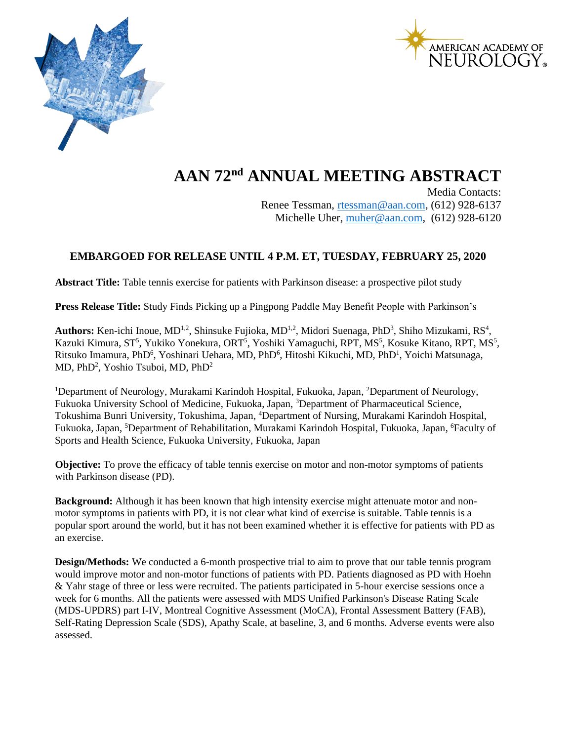# AAN 72nd ANNUAL MEETING ABSTRACT

Media Contacts:
Renee Tessman, rtessman@aan.com, (612) 928-6137
Michelle Uher, muher@aan.com, (612) 928-6120

**EMBARGOED FOR RELEASE UNTIL 4 P.M. ET, TUESDAY, FEBRUARY 25, 2020**

**Abstract Title:** Table tennis exercise for patients with Parkinson disease: a prospective pilot study

**Press Release Title:** Study Finds Picking up a Pingpong Paddle May Benefit People with Parkinson's

**Authors:** Ken-ichi Inoue, MD[1,2], Shinsuke Fujioka, MD[1,2], Midori Suenaga, PhD[3], Shiho Mizukami, RS[4], Kazuki Kimura, ST[5], Yukiko Yonekura, ORT[5], Yoshiki Yamaguchi, RPT, MS[5], Kosuke Kitano, RPT, MS[5], Ritsuko Imamura, PhD[6], Yoshinari Uehara, MD, PhD[6], Hitoshi Kikuchi, MD, PhD[1], Yoichi Matsunaga, MD, PhD[2], Yoshio Tsuboi, MD, PhD[2]

[1]Department of Neurology, Murakami Karindoh Hospital, Fukuoka, Japan, [2]Department of Neurology, Fukuoka University School of Medicine, Fukuoka, Japan, [3]Department of Pharmaceutical Science, Tokushima Bunri University, Tokushima, Japan, [4]Department of Nursing, Murakami Karindoh Hospital, Fukuoka, Japan, [5]Department of Rehabilitation, Murakami Karindoh Hospital, Fukuoka, Japan, [6]Faculty of Sports and Health Science, Fukuoka University, Fukuoka, Japan

**Objective:** To prove the efficacy of table tennis exercise on motor and non-motor symptoms of patients with Parkinson disease (PD).

**Background:** Although it has been known that high intensity exercise might attenuate motor and non-motor symptoms in patients with PD, it is not clear what kind of exercise is suitable. Table tennis is a popular sport around the world, but it has not been examined whether it is effective for patients with PD as an exercise.

**Design/Methods:** We conducted a 6-month prospective trial to aim to prove that our table tennis program would improve motor and non-motor functions of patients with PD. Patients diagnosed as PD with Hoehn & Yahr stage of three or less were recruited. The patients participated in 5-hour exercise sessions once a week for 6 months. All the patients were assessed with MDS Unified Parkinson's Disease Rating Scale (MDS-UPDRS) part I-IV, Montreal Cognitive Assessment (MoCA), Frontal Assessment Battery (FAB), Self-Rating Depression Scale (SDS), Apathy Scale, at baseline, 3, and 6 months. Adverse events were also assessed.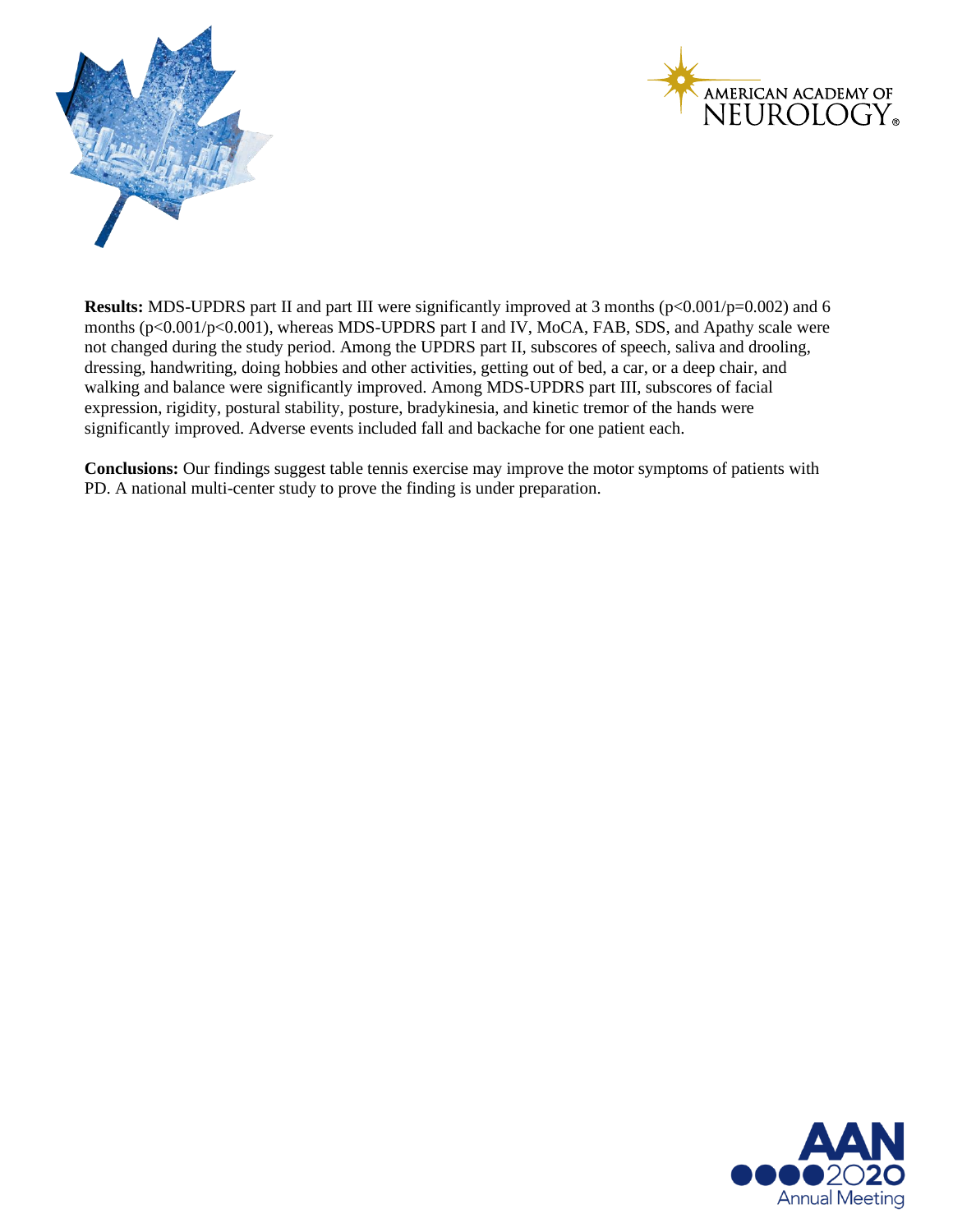**Results:** MDS-UPDRS part II and part III were significantly improved at 3 months ($p<0.001$/$p=0.002$) and 6 months ($p<0.001$/$p<0.001$), whereas MDS-UPDRS part I and IV, MoCA, FAB, SDS, and Apathy scale were not changed during the study period. Among the UPDRS part II, subscores of speech, saliva and drooling, dressing, handwriting, doing hobbies and other activities, getting out of bed, a car, or a deep chair, and walking and balance were significantly improved. Among MDS-UPDRS part III, subscores of facial expression, rigidity, postural stability, posture, bradykinesia, and kinetic tremor of the hands were significantly improved. Adverse events included fall and backache for one patient each.

**Conclusions:** Our findings suggest table tennis exercise may improve the motor symptoms of patients with PD. A national multi-center study to prove the finding is under preparation.